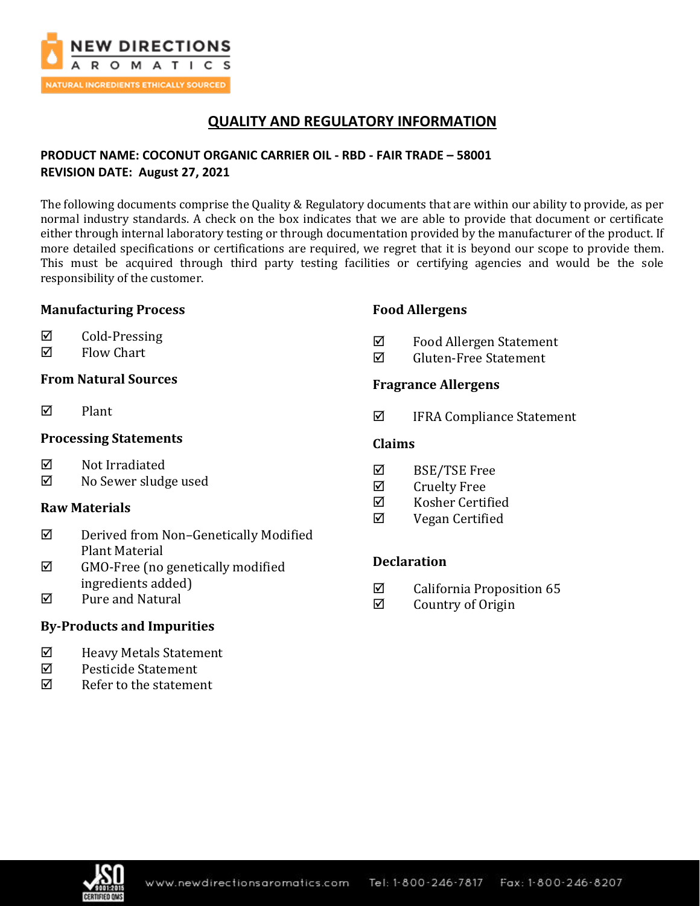# QUALITY AND REGULATORY INFORMATION

**PRODUCT NAME: COCONUT ORGANIC CARRIER OIL - RBD - FAIR TRADE – 58001**
**REVISION DATE: August 27, 2021**

The following documents comprise the Quality & Regulatory documents that are within our ability to provide, as per normal industry standards. A check on the box indicates that we are able to provide that document or certificate either through internal laboratory testing or through documentation provided by the manufacturer of the product. If more detailed specifications or certifications are required, we regret that it is beyond our scope to provide them. This must be acquired through third party testing facilities or certifying agencies and would be the sole responsibility of the customer.

### Manufacturing Process

- ☑ Cold-Pressing
- ☑ Flow Chart

### From Natural Sources

- ☑ Plant

### Processing Statements

- ☑ Not Irradiated
- ☑ No Sewer sludge used

### Raw Materials

- ☑ Derived from Non–Genetically Modified Plant Material
- ☑ GMO-Free (no genetically modified ingredients added)
- ☑ Pure and Natural

### By-Products and Impurities

- ☑ Heavy Metals Statement
- ☑ Pesticide Statement
- ☑ Refer to the statement

### Food Allergens

- ☑ Food Allergen Statement
- ☑ Gluten-Free Statement

### Fragrance Allergens

- ☑ IFRA Compliance Statement

### Claims

- ☑ BSE/TSE Free
- ☑ Cruelty Free
- ☑ Kosher Certified
- ☑ Vegan Certified

### Declaration

- ☑ California Proposition 65
- ☑ Country of Origin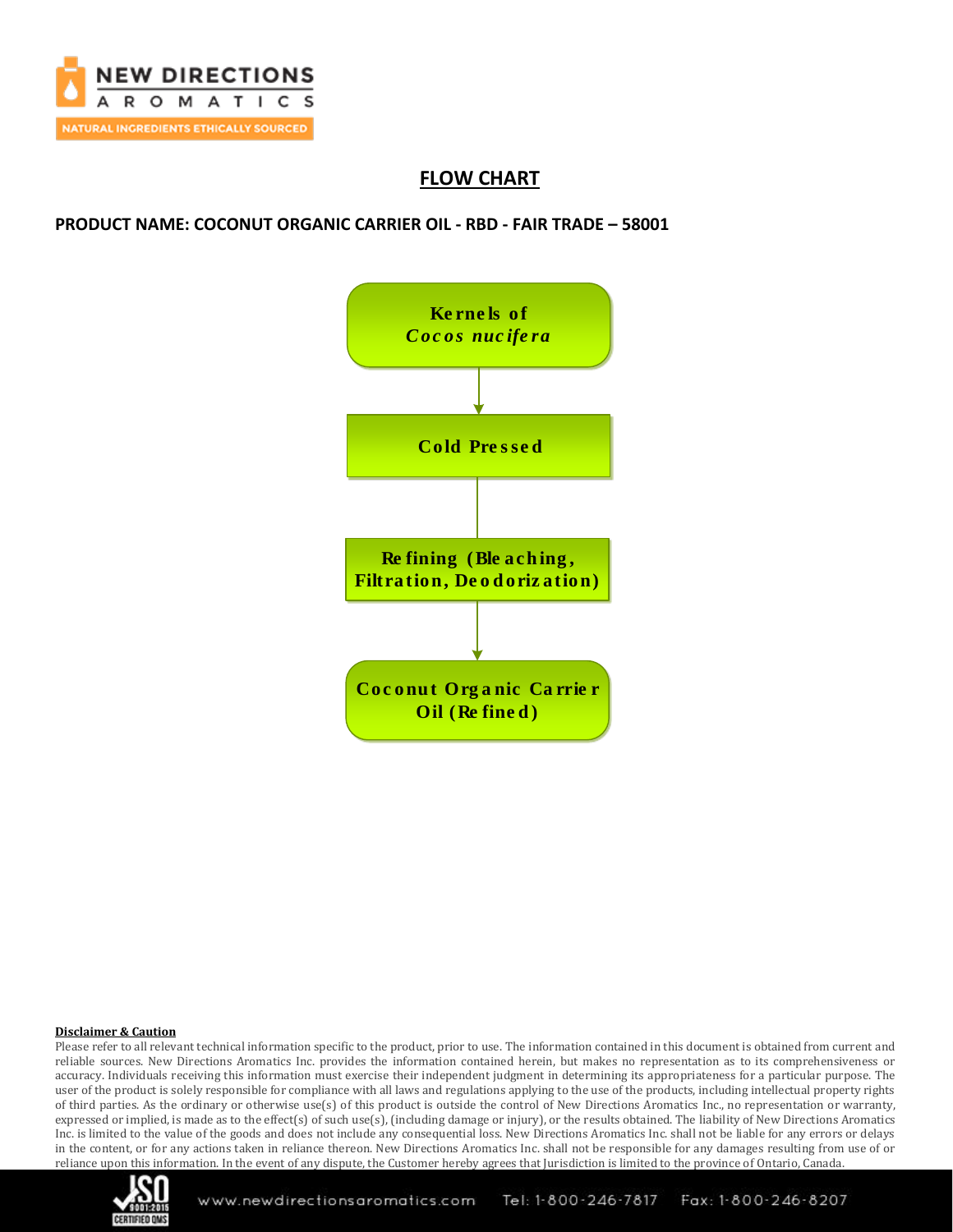# FLOW CHART

**PRODUCT NAME: COCONUT ORGANIC CARRIER OIL - RBD - FAIR TRADE – 58001**

**Kernels of *Cocos nucifera***

↓

**Cold Pressed**

↓

**Refining (Bleaching, Filtration, Deodorization)**

↓

**Coconut Organic Carrier Oil (Refined)**

**Disclaimer & Caution**

Please refer to all relevant technical information specific to the product, prior to use. The information contained in this document is obtained from current and reliable sources. New Directions Aromatics Inc. provides the information contained herein, but makes no representation as to its comprehensiveness or accuracy. Individuals receiving this information must exercise their independent judgment in determining its appropriateness for a particular purpose. The user of the product is solely responsible for compliance with all laws and regulations applying to the use of the products, including intellectual property rights of third parties. As the ordinary or otherwise use(s) of this product is outside the control of New Directions Aromatics Inc., no representation or warranty, expressed or implied, is made as to the effect(s) of such use(s), (including damage or injury), or the results obtained. The liability of New Directions Aromatics Inc. is limited to the value of the goods and does not include any consequential loss. New Directions Aromatics Inc. shall not be liable for any errors or delays in the content, or for any actions taken in reliance thereon. New Directions Aromatics Inc. shall not be responsible for any damages resulting from use of or reliance upon this information. In the event of any dispute, the Customer hereby agrees that Jurisdiction is limited to the province of Ontario, Canada.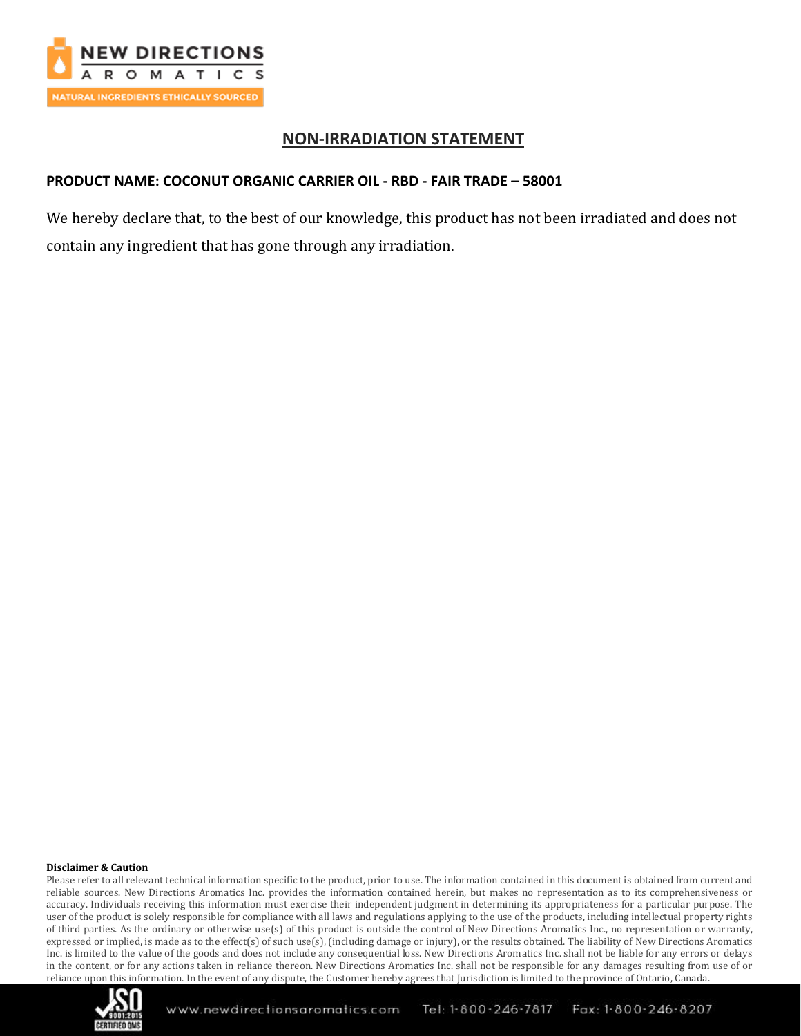## NON-IRRADIATION STATEMENT

**PRODUCT NAME: COCONUT ORGANIC CARRIER OIL - RBD - FAIR TRADE – 58001**

We hereby declare that, to the best of our knowledge, this product has not been irradiated and does not contain any ingredient that has gone through any irradiation.

**Disclaimer & Caution**

Please refer to all relevant technical information specific to the product, prior to use. The information contained in this document is obtained from current and reliable sources. New Directions Aromatics Inc. provides the information contained herein, but makes no representation as to its comprehensiveness or accuracy. Individuals receiving this information must exercise their independent judgment in determining its appropriateness for a particular purpose. The user of the product is solely responsible for compliance with all laws and regulations applying to the use of the products, including intellectual property rights of third parties. As the ordinary or otherwise use(s) of this product is outside the control of New Directions Aromatics Inc., no representation or warranty, expressed or implied, is made as to the effect(s) of such use(s), (including damage or injury), or the results obtained. The liability of New Directions Aromatics Inc. is limited to the value of the goods and does not include any consequential loss. New Directions Aromatics Inc. shall not be liable for any errors or delays in the content, or for any actions taken in reliance thereon. New Directions Aromatics Inc. shall not be responsible for any damages resulting from use of or reliance upon this information. In the event of any dispute, the Customer hereby agrees that Jurisdiction is limited to the province of Ontario, Canada.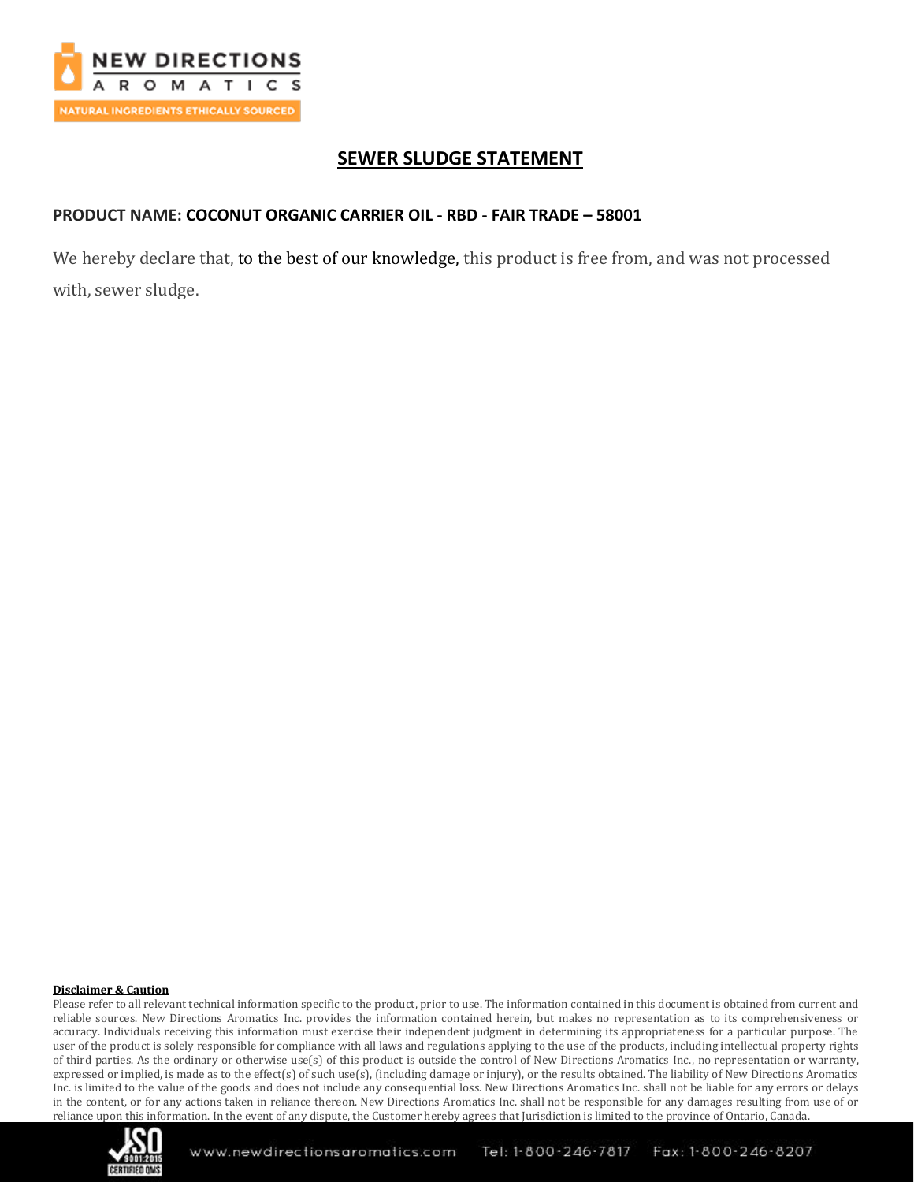# SEWER SLUDGE STATEMENT

**PRODUCT NAME: COCONUT ORGANIC CARRIER OIL - RBD - FAIR TRADE – 58001**

We hereby declare that, to the best of our knowledge, this product is free from, and was not processed with, sewer sludge.

**Disclaimer & Caution**

Please refer to all relevant technical information specific to the product, prior to use. The information contained in this document is obtained from current and reliable sources. New Directions Aromatics Inc. provides the information contained herein, but makes no representation as to its comprehensiveness or accuracy. Individuals receiving this information must exercise their independent judgment in determining its appropriateness for a particular purpose. The user of the product is solely responsible for compliance with all laws and regulations applying to the use of the products, including intellectual property rights of third parties. As the ordinary or otherwise use(s) of this product is outside the control of New Directions Aromatics Inc., no representation or warranty, expressed or implied, is made as to the effect(s) of such use(s), (including damage or injury), or the results obtained. The liability of New Directions Aromatics Inc. is limited to the value of the goods and does not include any consequential loss. New Directions Aromatics Inc. shall not be liable for any errors or delays in the content, or for any actions taken in reliance thereon. New Directions Aromatics Inc. shall not be responsible for any damages resulting from use of or reliance upon this information. In the event of any dispute, the Customer hereby agrees that Jurisdiction is limited to the province of Ontario, Canada.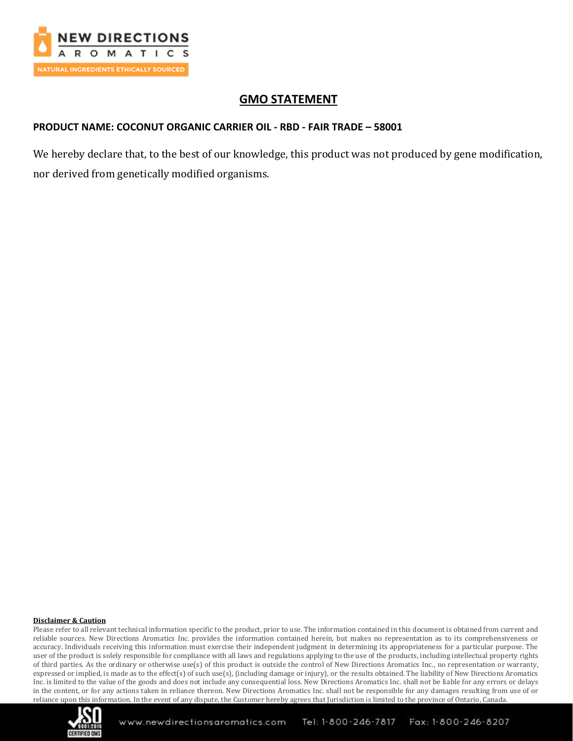## GMO STATEMENT

**PRODUCT NAME: COCONUT ORGANIC CARRIER OIL - RBD - FAIR TRADE – 58001**

We hereby declare that, to the best of our knowledge, this product was not produced by gene modification, nor derived from genetically modified organisms.

**Disclaimer & Caution**

Please refer to all relevant technical information specific to the product, prior to use. The information contained in this document is obtained from current and reliable sources. New Directions Aromatics Inc. provides the information contained herein, but makes no representation as to its comprehensiveness or accuracy. Individuals receiving this information must exercise their independent judgment in determining its appropriateness for a particular purpose. The user of the product is solely responsible for compliance with all laws and regulations applying to the use of the products, including intellectual property rights of third parties. As the ordinary or otherwise use(s) of this product is outside the control of New Directions Aromatics Inc., no representation or warranty, expressed or implied, is made as to the effect(s) of such use(s), (including damage or injury), or the results obtained. The liability of New Directions Aromatics Inc. is limited to the value of the goods and does not include any consequential loss. New Directions Aromatics Inc. shall not be liable for any errors or delays in the content, or for any actions taken in reliance thereon. New Directions Aromatics Inc. shall not be responsible for any damages resulting from use of or reliance upon this information. In the event of any dispute, the Customer hereby agrees that Jurisdiction is limited to the province of Ontario, Canada.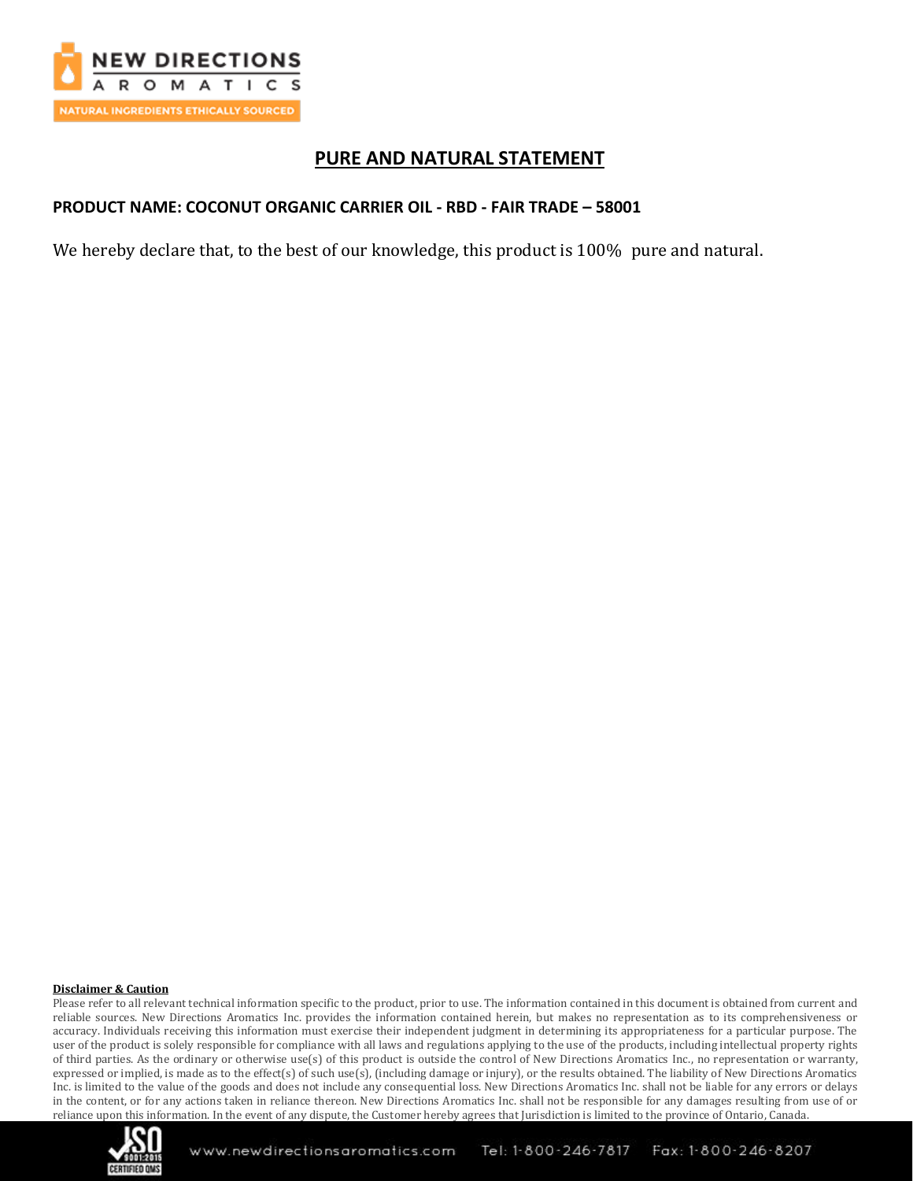# PURE AND NATURAL STATEMENT

**PRODUCT NAME: COCONUT ORGANIC CARRIER OIL - RBD - FAIR TRADE – 58001**

We hereby declare that, to the best of our knowledge, this product is 100% pure and natural.

**Disclaimer & Caution**

Please refer to all relevant technical information specific to the product, prior to use. The information contained in this document is obtained from current and reliable sources. New Directions Aromatics Inc. provides the information contained herein, but makes no representation as to its comprehensiveness or accuracy. Individuals receiving this information must exercise their independent judgment in determining its appropriateness for a particular purpose. The user of the product is solely responsible for compliance with all laws and regulations applying to the use of the products, including intellectual property rights of third parties. As the ordinary or otherwise use(s) of this product is outside the control of New Directions Aromatics Inc., no representation or warranty, expressed or implied, is made as to the effect(s) of such use(s), (including damage or injury), or the results obtained. The liability of New Directions Aromatics Inc. is limited to the value of the goods and does not include any consequential loss. New Directions Aromatics Inc. shall not be liable for any errors or delays in the content, or for any actions taken in reliance thereon. New Directions Aromatics Inc. shall not be responsible for any damages resulting from use of or reliance upon this information. In the event of any dispute, the Customer hereby agrees that Jurisdiction is limited to the province of Ontario, Canada.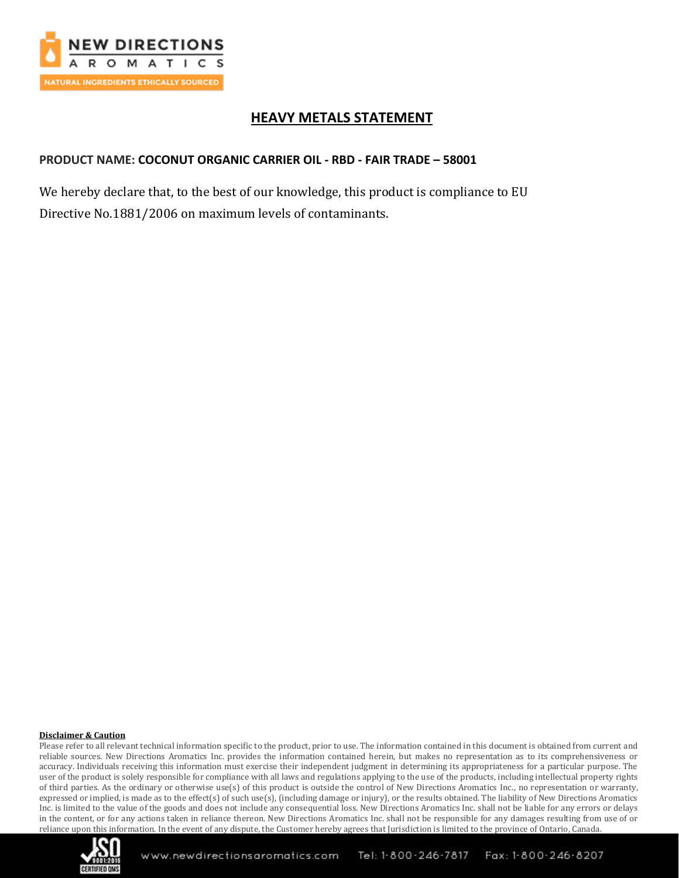NEW DIRECTIONS AROMATICS

NATURAL INGREDIENTS ETHICALLY SOURCED

## HEAVY METALS STATEMENT

**PRODUCT NAME: COCONUT ORGANIC CARRIER OIL - RBD - FAIR TRADE – 58001**

We hereby declare that, to the best of our knowledge, this product is compliance to EU Directive No.1881/2006 on maximum levels of contaminants.

**Disclaimer & Caution**

Please refer to all relevant technical information specific to the product, prior to use. The information contained in this document is obtained from current and reliable sources. New Directions Aromatics Inc. provides the information contained herein, but makes no representation as to its comprehensiveness or accuracy. Individuals receiving this information must exercise their independent judgment in determining its appropriateness for a particular purpose. The user of the product is solely responsible for compliance with all laws and regulations applying to the use of the products, including intellectual property rights of third parties. As the ordinary or otherwise use(s) of this product is outside the control of New Directions Aromatics Inc., no representation or warranty, expressed or implied, is made as to the effect(s) of such use(s), (including damage or injury), or the results obtained. The liability of New Directions Aromatics Inc. is limited to the value of the goods and does not include any consequential loss. New Directions Aromatics Inc. shall not be liable for any errors or delays in the content, or for any actions taken in reliance thereon. New Directions Aromatics Inc. shall not be responsible for any damages resulting from use of or reliance upon this information. In the event of any dispute, the Customer hereby agrees that Jurisdiction is limited to the province of Ontario, Canada.

www.newdirectionsaromatics.com Tel: 1-800-246-7817 Fax: 1-800-246-8207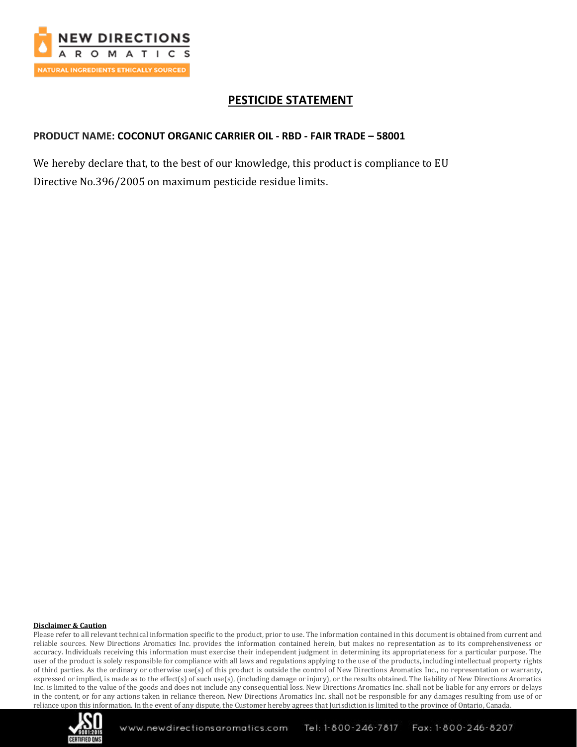## PESTICIDE STATEMENT

**PRODUCT NAME: COCONUT ORGANIC CARRIER OIL - RBD - FAIR TRADE – 58001**

We hereby declare that, to the best of our knowledge, this product is compliance to EU Directive No.396/2005 on maximum pesticide residue limits.

**Disclaimer & Caution**

Please refer to all relevant technical information specific to the product, prior to use. The information contained in this document is obtained from current and reliable sources. New Directions Aromatics Inc. provides the information contained herein, but makes no representation as to its comprehensiveness or accuracy. Individuals receiving this information must exercise their independent judgment in determining its appropriateness for a particular purpose. The user of the product is solely responsible for compliance with all laws and regulations applying to the use of the products, including intellectual property rights of third parties. As the ordinary or otherwise use(s) of this product is outside the control of New Directions Aromatics Inc., no representation or warranty, expressed or implied, is made as to the effect(s) of such use(s), (including damage or injury), or the results obtained. The liability of New Directions Aromatics Inc. is limited to the value of the goods and does not include any consequential loss. New Directions Aromatics Inc. shall not be liable for any errors or delays in the content, or for any actions taken in reliance thereon. New Directions Aromatics Inc. shall not be responsible for any damages resulting from use of or reliance upon this information. In the event of any dispute, the Customer hereby agrees that Jurisdiction is limited to the province of Ontario, Canada.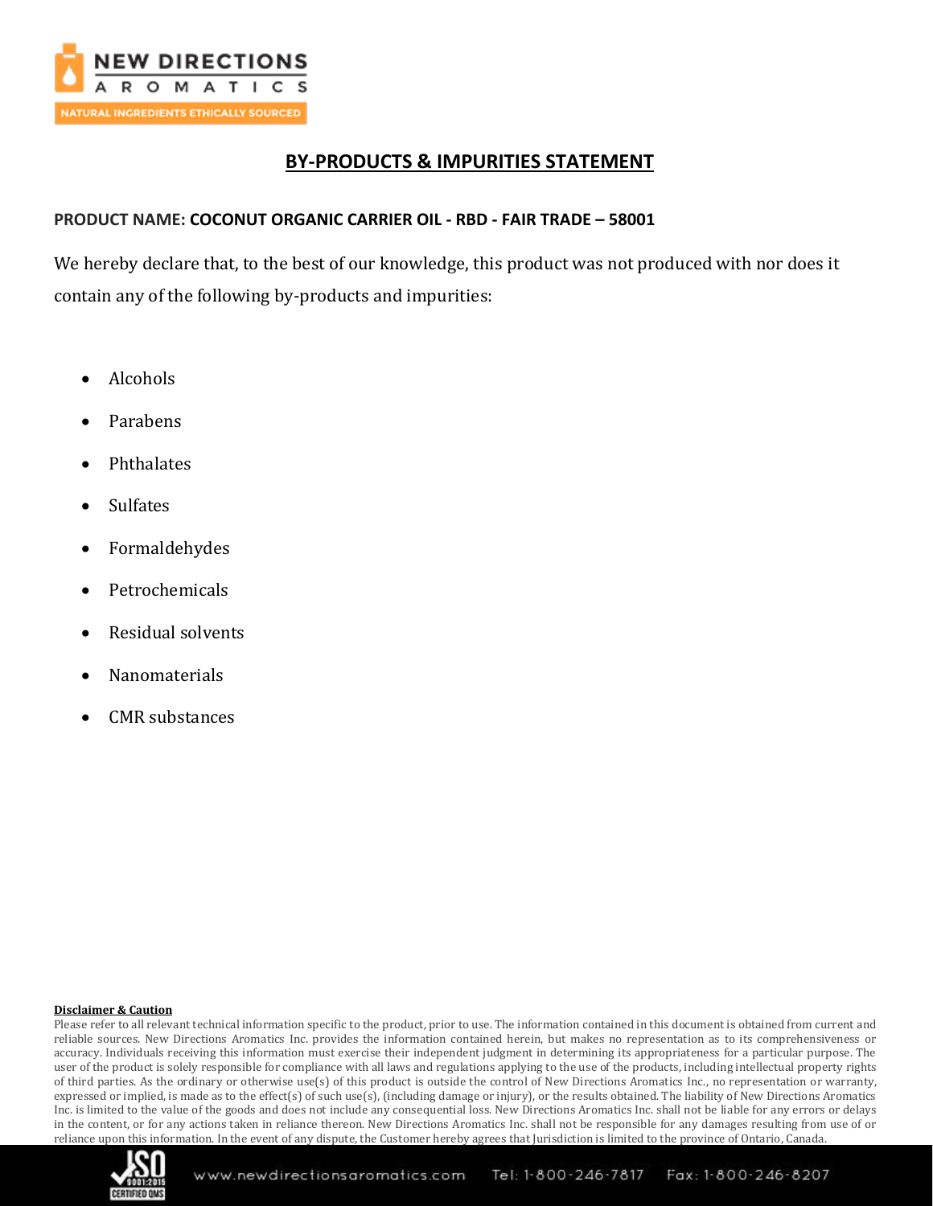## BY-PRODUCTS & IMPURITIES STATEMENT

**PRODUCT NAME: COCONUT ORGANIC CARRIER OIL - RBD - FAIR TRADE – 58001**

We hereby declare that, to the best of our knowledge, this product was not produced with nor does it contain any of the following by-products and impurities:

- Alcohols
- Parabens
- Phthalates
- Sulfates
- Formaldehydes
- Petrochemicals
- Residual solvents
- Nanomaterials
- CMR substances

**Disclaimer & Caution**

Please refer to all relevant technical information specific to the product, prior to use. The information contained in this document is obtained from current and reliable sources. New Directions Aromatics Inc. provides the information contained herein, but makes no representation as to its comprehensiveness or accuracy. Individuals receiving this information must exercise their independent judgment in determining its appropriateness for a particular purpose. The user of the product is solely responsible for compliance with all laws and regulations applying to the use of the products, including intellectual property rights of third parties. As the ordinary or otherwise use(s) of this product is outside the control of New Directions Aromatics Inc., no representation or warranty, expressed or implied, is made as to the effect(s) of such use(s), (including damage or injury), or the results obtained. The liability of New Directions Aromatics Inc. is limited to the value of the goods and does not include any consequential loss. New Directions Aromatics Inc. shall not be liable for any errors or delays in the content, or for any actions taken in reliance thereon. New Directions Aromatics Inc. shall not be responsible for any damages resulting from use of or reliance upon this information. In the event of any dispute, the Customer hereby agrees that Jurisdiction is limited to the province of Ontario, Canada.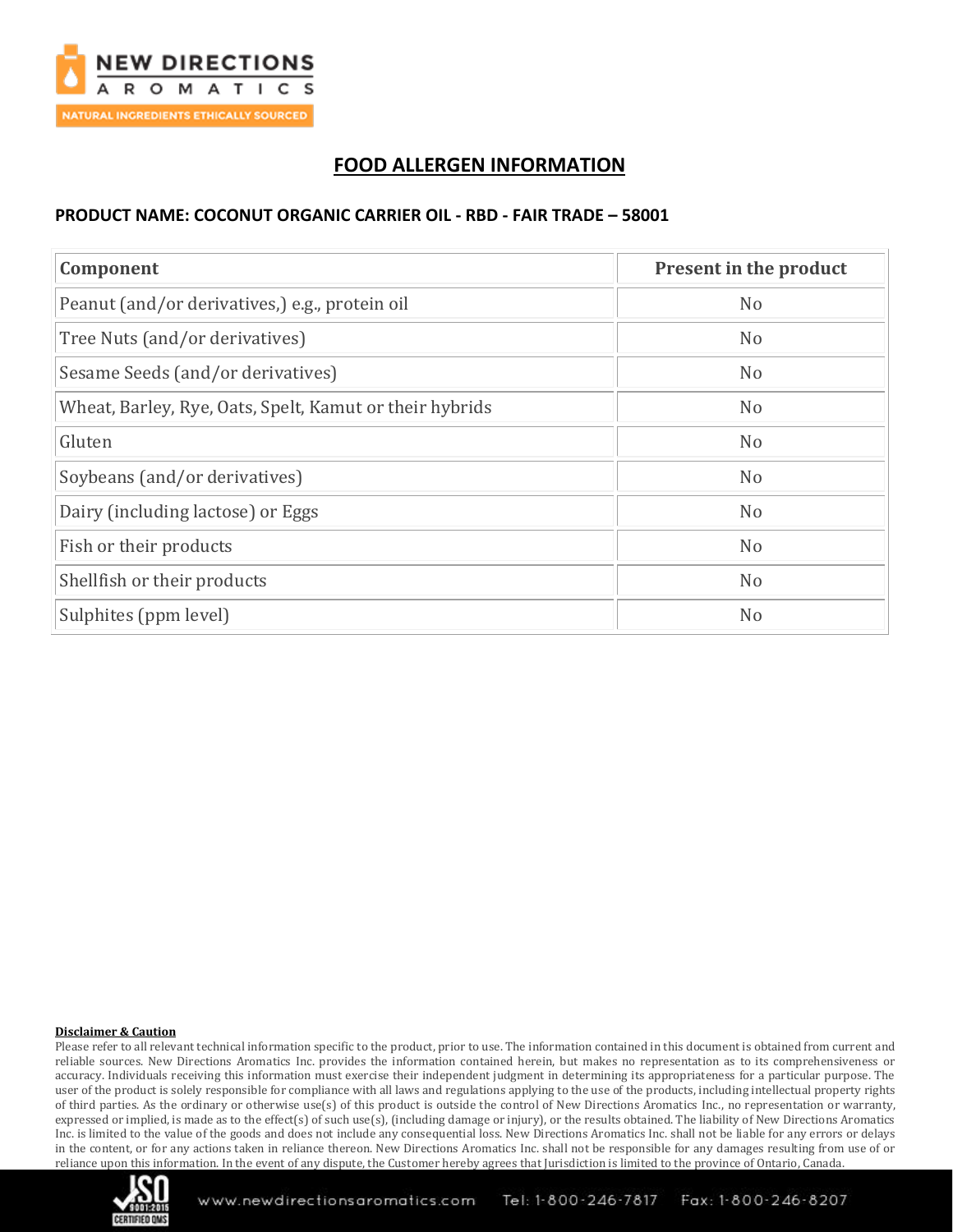# FOOD ALLERGEN INFORMATION

## PRODUCT NAME: COCONUT ORGANIC CARRIER OIL - RBD - FAIR TRADE – 58001

| Component | Present in the product |
|---|---|
| Peanut (and/or derivatives,) e.g., protein oil | No |
| Tree Nuts (and/or derivatives) | No |
| Sesame Seeds (and/or derivatives) | No |
| Wheat, Barley, Rye, Oats, Spelt, Kamut or their hybrids | No |
| Gluten | No |
| Soybeans (and/or derivatives) | No |
| Dairy (including lactose) or Eggs | No |
| Fish or their products | No |
| Shellfish or their products | No |
| Sulphites (ppm level) | No |

**Disclaimer & Caution**

Please refer to all relevant technical information specific to the product, prior to use. The information contained in this document is obtained from current and reliable sources. New Directions Aromatics Inc. provides the information contained herein, but makes no representation as to its comprehensiveness or accuracy. Individuals receiving this information must exercise their independent judgment in determining its appropriateness for a particular purpose. The user of the product is solely responsible for compliance with all laws and regulations applying to the use of the products, including intellectual property rights of third parties. As the ordinary or otherwise use(s) of this product is outside the control of New Directions Aromatics Inc., no representation or warranty, expressed or implied, is made as to the effect(s) of such use(s), (including damage or injury), or the results obtained. The liability of New Directions Aromatics Inc. is limited to the value of the goods and does not include any consequential loss. New Directions Aromatics Inc. shall not be liable for any errors or delays in the content, or for any actions taken in reliance thereon. New Directions Aromatics Inc. shall not be responsible for any damages resulting from use of or reliance upon this information. In the event of any dispute, the Customer hereby agrees that Jurisdiction is limited to the province of Ontario, Canada.

www.newdirectionsaromatics.com Tel: 1-800-246-7817 Fax: 1-800-246-8207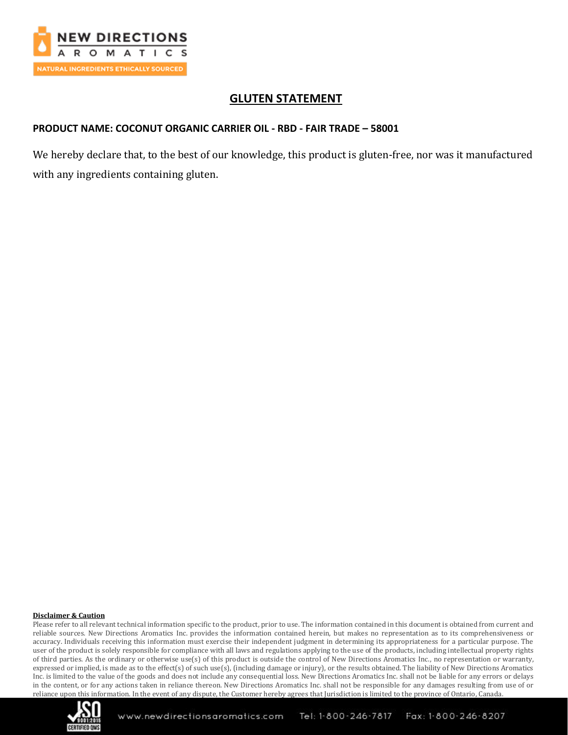## GLUTEN STATEMENT

**PRODUCT NAME: COCONUT ORGANIC CARRIER OIL - RBD - FAIR TRADE – 58001**

We hereby declare that, to the best of our knowledge, this product is gluten-free, nor was it manufactured with any ingredients containing gluten.

**Disclaimer & Caution**

Please refer to all relevant technical information specific to the product, prior to use. The information contained in this document is obtained from current and reliable sources. New Directions Aromatics Inc. provides the information contained herein, but makes no representation as to its comprehensiveness or accuracy. Individuals receiving this information must exercise their independent judgment in determining its appropriateness for a particular purpose. The user of the product is solely responsible for compliance with all laws and regulations applying to the use of the products, including intellectual property rights of third parties. As the ordinary or otherwise use(s) of this product is outside the control of New Directions Aromatics Inc., no representation or warranty, expressed or implied, is made as to the effect(s) of such use(s), (including damage or injury), or the results obtained. The liability of New Directions Aromatics Inc. is limited to the value of the goods and does not include any consequential loss. New Directions Aromatics Inc. shall not be liable for any errors or delays in the content, or for any actions taken in reliance thereon. New Directions Aromatics Inc. shall not be responsible for any damages resulting from use of or reliance upon this information. In the event of any dispute, the Customer hereby agrees that Jurisdiction is limited to the province of Ontario, Canada.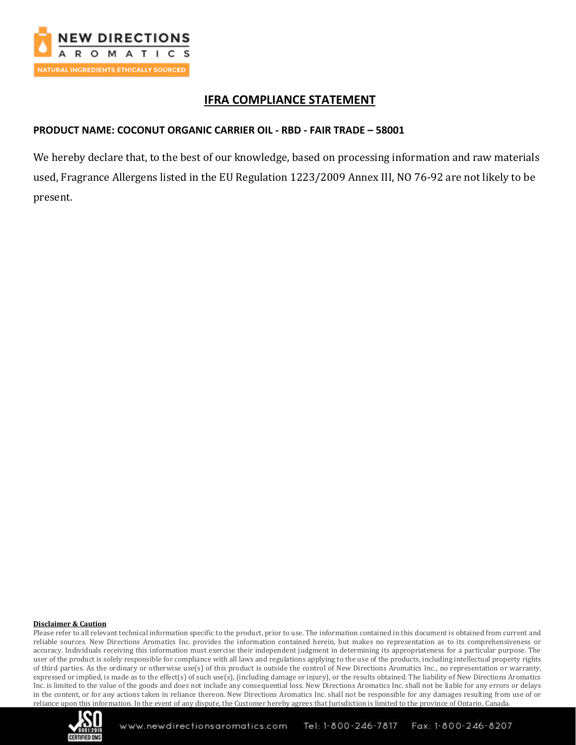# IFRA COMPLIANCE STATEMENT

**PRODUCT NAME: COCONUT ORGANIC CARRIER OIL - RBD - FAIR TRADE – 58001**

We hereby declare that, to the best of our knowledge, based on processing information and raw materials used, Fragrance Allergens listed in the EU Regulation 1223/2009 Annex III, NO 76-92 are not likely to be present.

**Disclaimer & Caution**

Please refer to all relevant technical information specific to the product, prior to use. The information contained in this document is obtained from current and reliable sources. New Directions Aromatics Inc. provides the information contained herein, but makes no representation as to its comprehensiveness or accuracy. Individuals receiving this information must exercise their independent judgment in determining its appropriateness for a particular purpose. The user of the product is solely responsible for compliance with all laws and regulations applying to the use of the products, including intellectual property rights of third parties. As the ordinary or otherwise use(s) of this product is outside the control of New Directions Aromatics Inc., no representation or warranty, expressed or implied, is made as to the effect(s) of such use(s), (including damage or injury), or the results obtained. The liability of New Directions Aromatics Inc. is limited to the value of the goods and does not include any consequential loss. New Directions Aromatics Inc. shall not be liable for any errors or delays in the content, or for any actions taken in reliance thereon. New Directions Aromatics Inc. shall not be responsible for any damages resulting from use of or reliance upon this information. In the event of any dispute, the Customer hereby agrees that Jurisdiction is limited to the province of Ontario, Canada.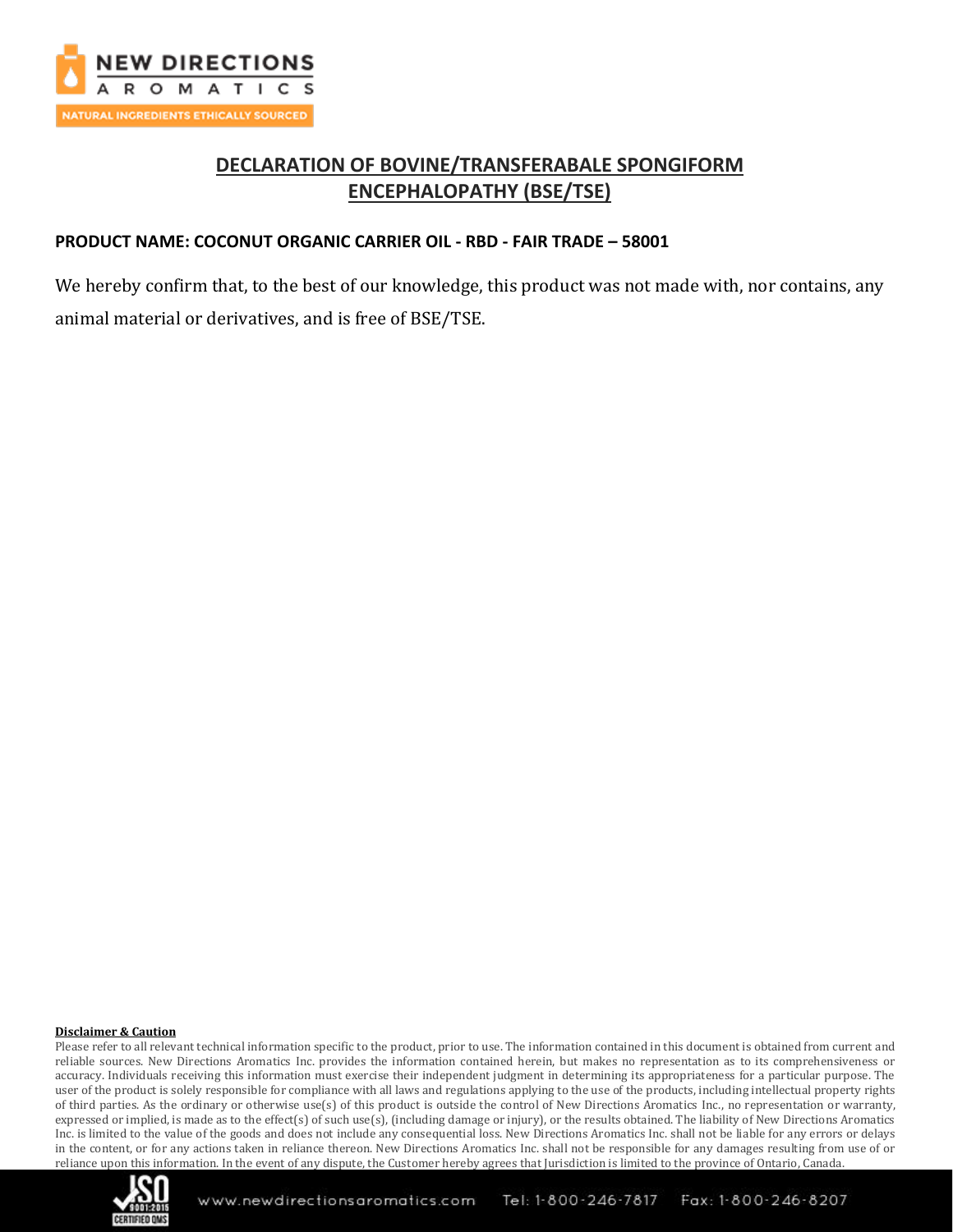# DECLARATION OF BOVINE/TRANSFERABALE SPONGIFORM ENCEPHALOPATHY (BSE/TSE)

**PRODUCT NAME: COCONUT ORGANIC CARRIER OIL - RBD - FAIR TRADE – 58001**

We hereby confirm that, to the best of our knowledge, this product was not made with, nor contains, any animal material or derivatives, and is free of BSE/TSE.

**Disclaimer & Caution**

Please refer to all relevant technical information specific to the product, prior to use. The information contained in this document is obtained from current and reliable sources. New Directions Aromatics Inc. provides the information contained herein, but makes no representation as to its comprehensiveness or accuracy. Individuals receiving this information must exercise their independent judgment in determining its appropriateness for a particular purpose. The user of the product is solely responsible for compliance with all laws and regulations applying to the use of the products, including intellectual property rights of third parties. As the ordinary or otherwise use(s) of this product is outside the control of New Directions Aromatics Inc., no representation or warranty, expressed or implied, is made as to the effect(s) of such use(s), (including damage or injury), or the results obtained. The liability of New Directions Aromatics Inc. is limited to the value of the goods and does not include any consequential loss. New Directions Aromatics Inc. shall not be liable for any errors or delays in the content, or for any actions taken in reliance thereon. New Directions Aromatics Inc. shall not be responsible for any damages resulting from use of or reliance upon this information. In the event of any dispute, the Customer hereby agrees that Jurisdiction is limited to the province of Ontario, Canada.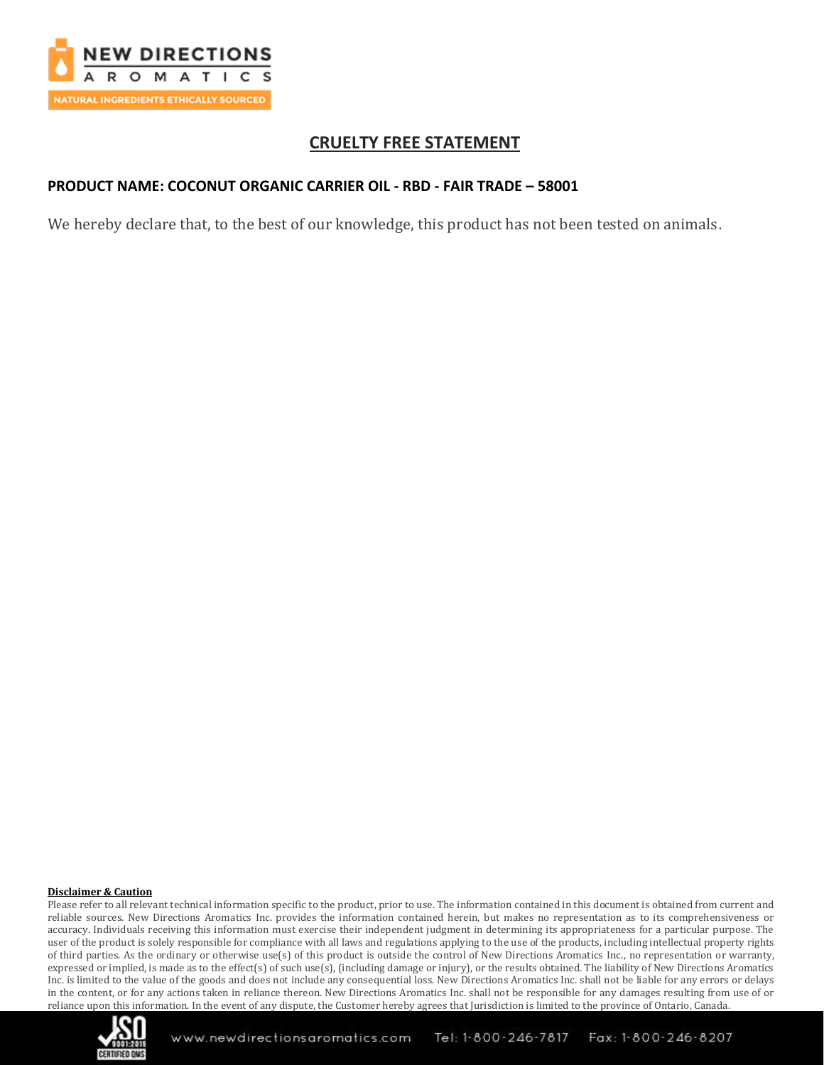# CRUELTY FREE STATEMENT

**PRODUCT NAME: COCONUT ORGANIC CARRIER OIL - RBD - FAIR TRADE – 58001**

We hereby declare that, to the best of our knowledge, this product has not been tested on animals.

**Disclaimer & Caution**

Please refer to all relevant technical information specific to the product, prior to use. The information contained in this document is obtained from current and reliable sources. New Directions Aromatics Inc. provides the information contained herein, but makes no representation as to its comprehensiveness or accuracy. Individuals receiving this information must exercise their independent judgment in determining its appropriateness for a particular purpose. The user of the product is solely responsible for compliance with all laws and regulations applying to the use of the products, including intellectual property rights of third parties. As the ordinary or otherwise use(s) of this product is outside the control of New Directions Aromatics Inc., no representation or warranty, expressed or implied, is made as to the effect(s) of such use(s), (including damage or injury), or the results obtained. The liability of New Directions Aromatics Inc. is limited to the value of the goods and does not include any consequential loss. New Directions Aromatics Inc. shall not be liable for any errors or delays in the content, or for any actions taken in reliance thereon. New Directions Aromatics Inc. shall not be responsible for any damages resulting from use of or reliance upon this information. In the event of any dispute, the Customer hereby agrees that Jurisdiction is limited to the province of Ontario, Canada.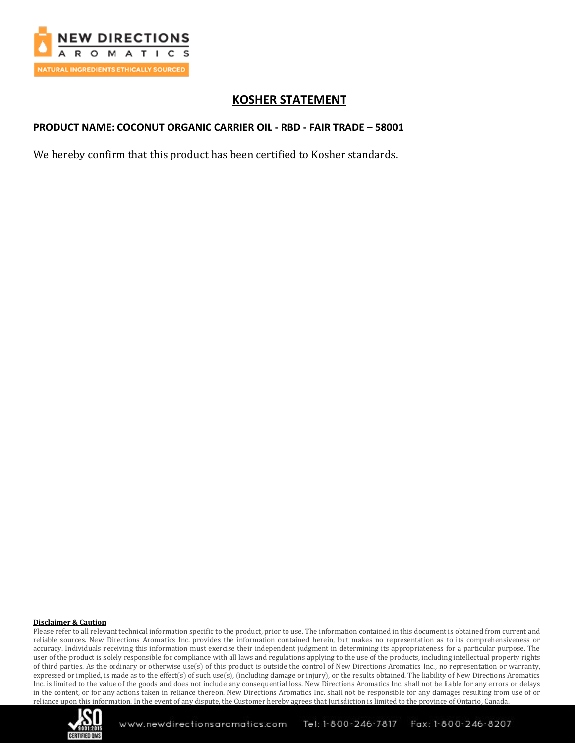# KOSHER STATEMENT

**PRODUCT NAME: COCONUT ORGANIC CARRIER OIL - RBD - FAIR TRADE – 58001**

We hereby confirm that this product has been certified to Kosher standards.

**Disclaimer & Caution**

Please refer to all relevant technical information specific to the product, prior to use. The information contained in this document is obtained from current and reliable sources. New Directions Aromatics Inc. provides the information contained herein, but makes no representation as to its comprehensiveness or accuracy. Individuals receiving this information must exercise their independent judgment in determining its appropriateness for a particular purpose. The user of the product is solely responsible for compliance with all laws and regulations applying to the use of the products, including intellectual property rights of third parties. As the ordinary or otherwise use(s) of this product is outside the control of New Directions Aromatics Inc., no representation or warranty, expressed or implied, is made as to the effect(s) of such use(s), (including damage or injury), or the results obtained. The liability of New Directions Aromatics Inc. is limited to the value of the goods and does not include any consequential loss. New Directions Aromatics Inc. shall not be liable for any errors or delays in the content, or for any actions taken in reliance thereon. New Directions Aromatics Inc. shall not be responsible for any damages resulting from use of or reliance upon this information. In the event of any dispute, the Customer hereby agrees that Jurisdiction is limited to the province of Ontario, Canada.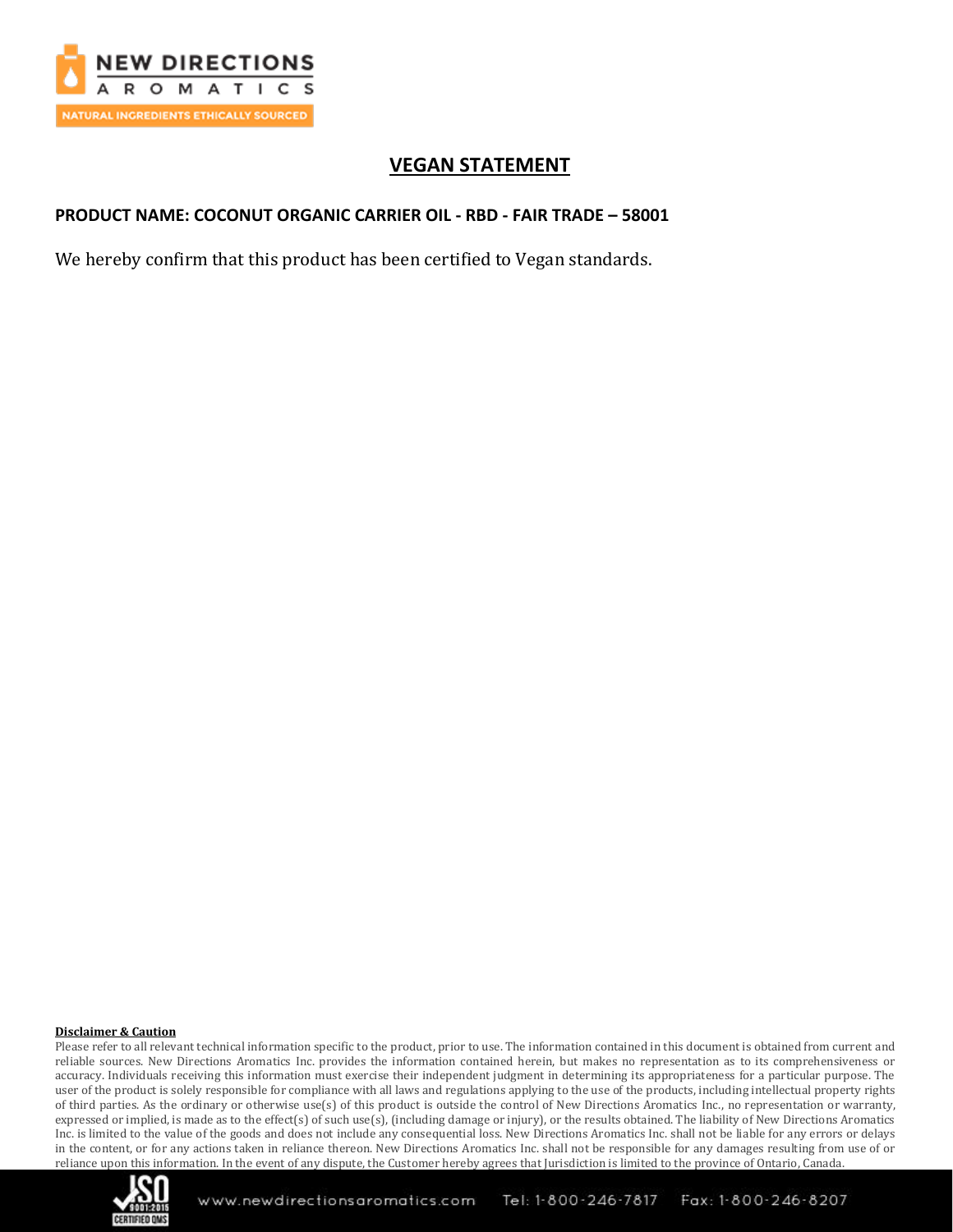# VEGAN STATEMENT

**PRODUCT NAME: COCONUT ORGANIC CARRIER OIL - RBD - FAIR TRADE – 58001**

We hereby confirm that this product has been certified to Vegan standards.

**Disclaimer & Caution**

Please refer to all relevant technical information specific to the product, prior to use. The information contained in this document is obtained from current and reliable sources. New Directions Aromatics Inc. provides the information contained herein, but makes no representation as to its comprehensiveness or accuracy. Individuals receiving this information must exercise their independent judgment in determining its appropriateness for a particular purpose. The user of the product is solely responsible for compliance with all laws and regulations applying to the use of the products, including intellectual property rights of third parties. As the ordinary or otherwise use(s) of this product is outside the control of New Directions Aromatics Inc., no representation or warranty, expressed or implied, is made as to the effect(s) of such use(s), (including damage or injury), or the results obtained. The liability of New Directions Aromatics Inc. is limited to the value of the goods and does not include any consequential loss. New Directions Aromatics Inc. shall not be liable for any errors or delays in the content, or for any actions taken in reliance thereon. New Directions Aromatics Inc. shall not be responsible for any damages resulting from use of or reliance upon this information. In the event of any dispute, the Customer hereby agrees that Jurisdiction is limited to the province of Ontario, Canada.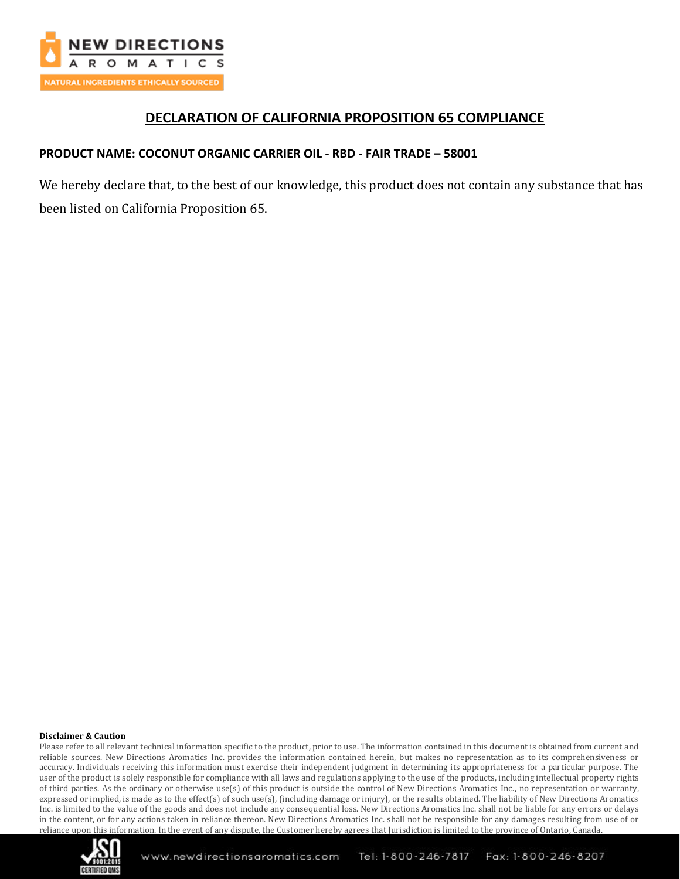# DECLARATION OF CALIFORNIA PROPOSITION 65 COMPLIANCE

**PRODUCT NAME: COCONUT ORGANIC CARRIER OIL - RBD - FAIR TRADE – 58001**

We hereby declare that, to the best of our knowledge, this product does not contain any substance that has been listed on California Proposition 65.

**Disclaimer & Caution**

Please refer to all relevant technical information specific to the product, prior to use. The information contained in this document is obtained from current and reliable sources. New Directions Aromatics Inc. provides the information contained herein, but makes no representation as to its comprehensiveness or accuracy. Individuals receiving this information must exercise their independent judgment in determining its appropriateness for a particular purpose. The user of the product is solely responsible for compliance with all laws and regulations applying to the use of the products, including intellectual property rights of third parties. As the ordinary or otherwise use(s) of this product is outside the control of New Directions Aromatics Inc., no representation or warranty, expressed or implied, is made as to the effect(s) of such use(s), (including damage or injury), or the results obtained. The liability of New Directions Aromatics Inc. is limited to the value of the goods and does not include any consequential loss. New Directions Aromatics Inc. shall not be liable for any errors or delays in the content, or for any actions taken in reliance thereon. New Directions Aromatics Inc. shall not be responsible for any damages resulting from use of or reliance upon this information. In the event of any dispute, the Customer hereby agrees that Jurisdiction is limited to the province of Ontario, Canada.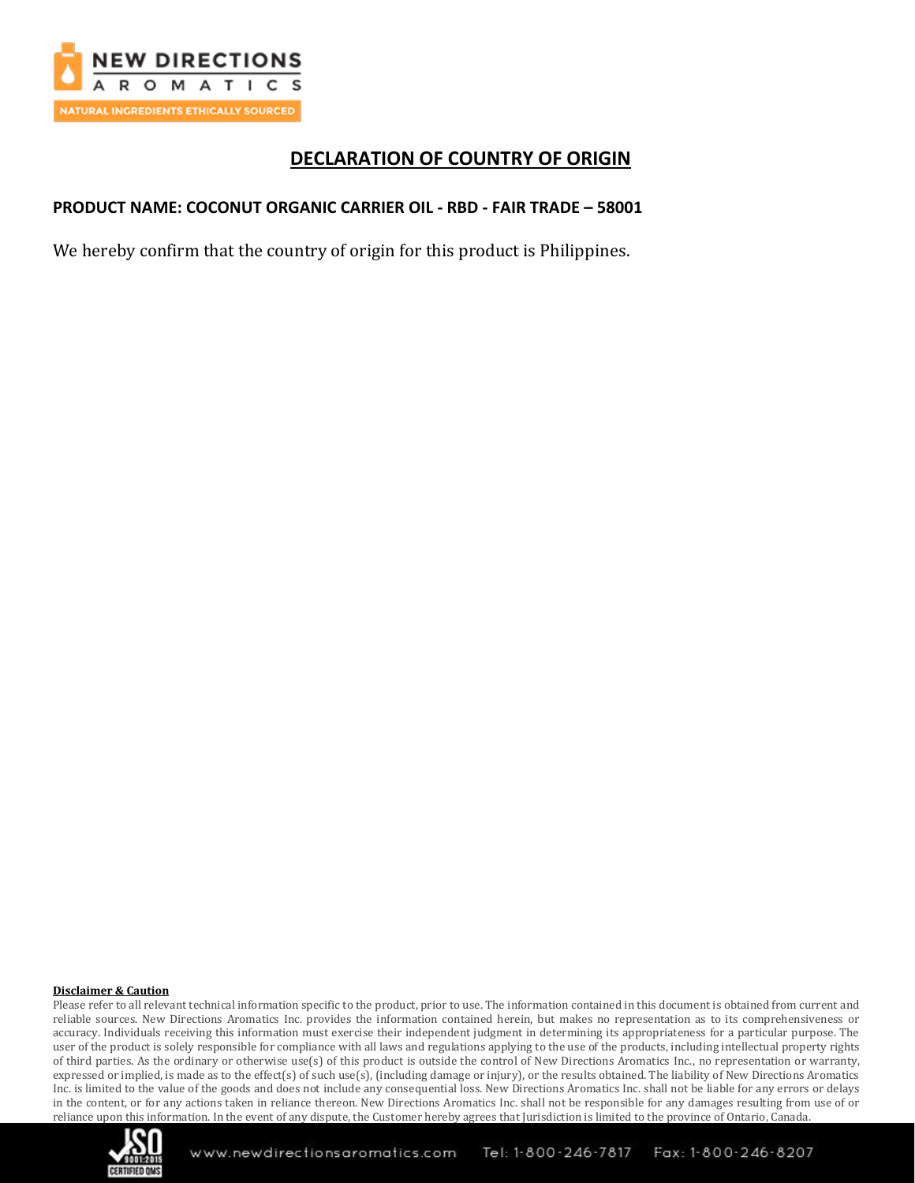# DECLARATION OF COUNTRY OF ORIGIN

**PRODUCT NAME: COCONUT ORGANIC CARRIER OIL - RBD - FAIR TRADE – 58001**

We hereby confirm that the country of origin for this product is Philippines.

**Disclaimer & Caution**

Please refer to all relevant technical information specific to the product, prior to use. The information contained in this document is obtained from current and reliable sources. New Directions Aromatics Inc. provides the information contained herein, but makes no representation as to its comprehensiveness or accuracy. Individuals receiving this information must exercise their independent judgment in determining its appropriateness for a particular purpose. The user of the product is solely responsible for compliance with all laws and regulations applying to the use of the products, including intellectual property rights of third parties. As the ordinary or otherwise use(s) of this product is outside the control of New Directions Aromatics Inc., no representation or warranty, expressed or implied, is made as to the effect(s) of such use(s), (including damage or injury), or the results obtained. The liability of New Directions Aromatics Inc. is limited to the value of the goods and does not include any consequential loss. New Directions Aromatics Inc. shall not be liable for any errors or delays in the content, or for any actions taken in reliance thereon. New Directions Aromatics Inc. shall not be responsible for any damages resulting from use of or reliance upon this information. In the event of any dispute, the Customer hereby agrees that Jurisdiction is limited to the province of Ontario, Canada.